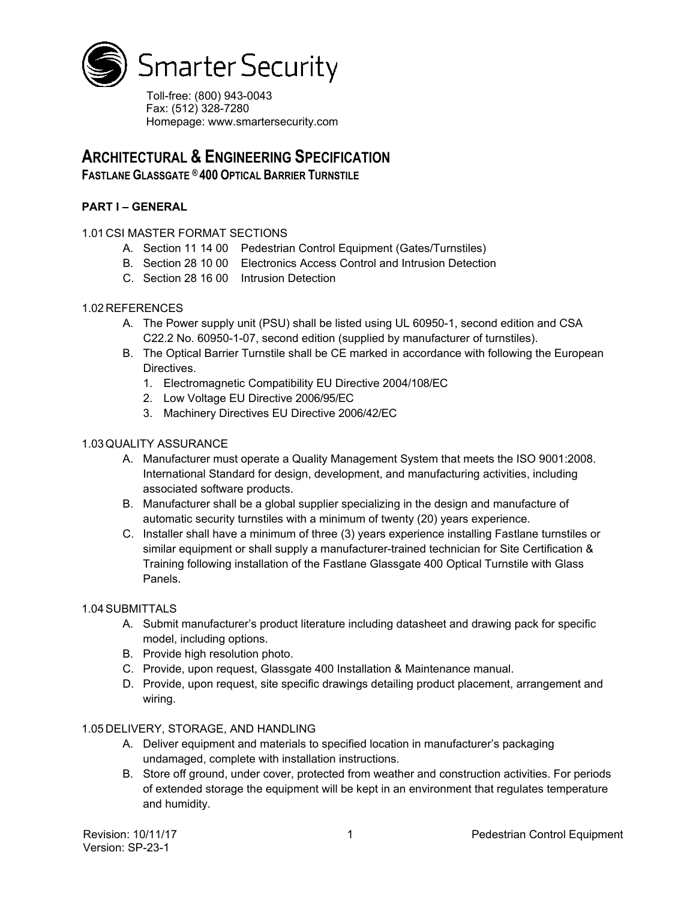Smarter Security

Toll-free: (800) 943-0043
Fax: (512) 328-7280
Homepage: www.smartersecurity.com

# ARCHITECTURAL & ENGINEERING SPECIFICATION

## FASTLANE GLASSGATE ® 400 OPTICAL BARRIER TURNSTILE

### PART I – GENERAL

1.01 CSI MASTER FORMAT SECTIONS

A. Section 11 14 00 Pedestrian Control Equipment (Gates/Turnstiles)
B. Section 28 10 00 Electronics Access Control and Intrusion Detection
C. Section 28 16 00 Intrusion Detection

1.02 REFERENCES

A. The Power supply unit (PSU) shall be listed using UL 60950-1, second edition and CSA C22.2 No. 60950-1-07, second edition (supplied by manufacturer of turnstiles).
B. The Optical Barrier Turnstile shall be CE marked in accordance with following the European Directives.
   1. Electromagnetic Compatibility EU Directive 2004/108/EC
   2. Low Voltage EU Directive 2006/95/EC
   3. Machinery Directives EU Directive 2006/42/EC

1.03 QUALITY ASSURANCE

A. Manufacturer must operate a Quality Management System that meets the ISO 9001:2008. International Standard for design, development, and manufacturing activities, including associated software products.
B. Manufacturer shall be a global supplier specializing in the design and manufacture of automatic security turnstiles with a minimum of twenty (20) years experience.
C. Installer shall have a minimum of three (3) years experience installing Fastlane turnstiles or similar equipment or shall supply a manufacturer-trained technician for Site Certification & Training following installation of the Fastlane Glassgate 400 Optical Turnstile with Glass Panels.

1.04 SUBMITTALS

A. Submit manufacturer's product literature including datasheet and drawing pack for specific model, including options.
B. Provide high resolution photo.
C. Provide, upon request, Glassgate 400 Installation & Maintenance manual.
D. Provide, upon request, site specific drawings detailing product placement, arrangement and wiring.

1.05 DELIVERY, STORAGE, AND HANDLING

A. Deliver equipment and materials to specified location in manufacturer's packaging undamaged, complete with installation instructions.
B. Store off ground, under cover, protected from weather and construction activities. For periods of extended storage the equipment will be kept in an environment that regulates temperature and humidity.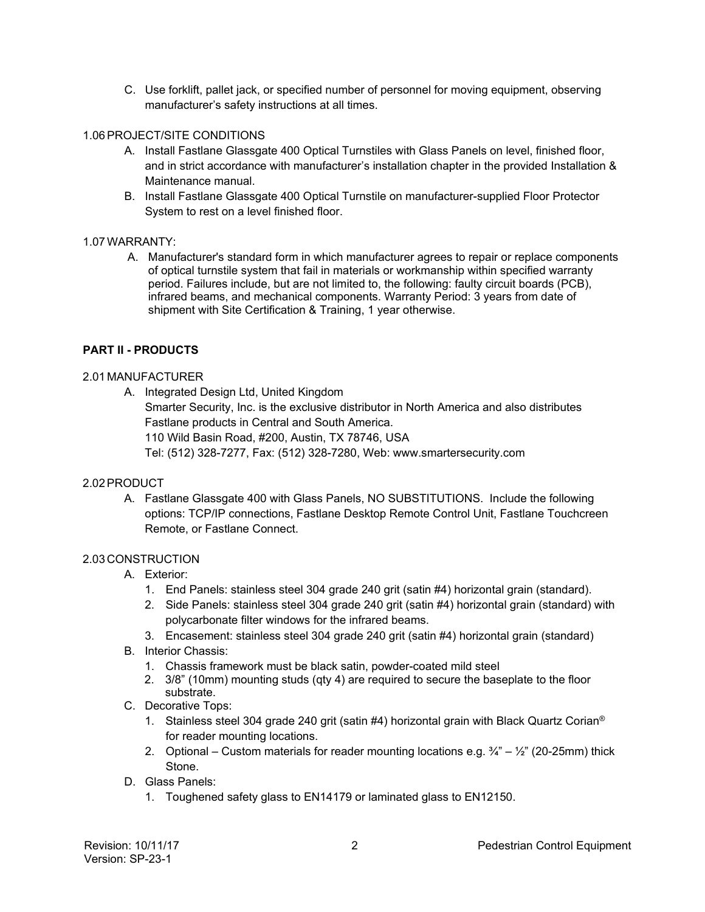C. Use forklift, pallet jack, or specified number of personnel for moving equipment, observing manufacturer's safety instructions at all times.

1.06 PROJECT/SITE CONDITIONS

A. Install Fastlane Glassgate 400 Optical Turnstiles with Glass Panels on level, finished floor, and in strict accordance with manufacturer's installation chapter in the provided Installation & Maintenance manual.

B. Install Fastlane Glassgate 400 Optical Turnstile on manufacturer-supplied Floor Protector System to rest on a level finished floor.

1.07 WARRANTY:

A. Manufacturer's standard form in which manufacturer agrees to repair or replace components of optical turnstile system that fail in materials or workmanship within specified warranty period. Failures include, but are not limited to, the following: faulty circuit boards (PCB), infrared beams, and mechanical components. Warranty Period: 3 years from date of shipment with Site Certification & Training, 1 year otherwise.

## PART II - PRODUCTS

2.01 MANUFACTURER

A. Integrated Design Ltd, United Kingdom
Smarter Security, Inc. is the exclusive distributor in North America and also distributes Fastlane products in Central and South America.
110 Wild Basin Road, #200, Austin, TX 78746, USA
Tel: (512) 328-7277, Fax: (512) 328-7280, Web: www.smartersecurity.com

2.02 PRODUCT

A. Fastlane Glassgate 400 with Glass Panels, NO SUBSTITUTIONS. Include the following options: TCP/IP connections, Fastlane Desktop Remote Control Unit, Fastlane Touchcreen Remote, or Fastlane Connect.

2.03 CONSTRUCTION

A. Exterior:
   1. End Panels: stainless steel 304 grade 240 grit (satin #4) horizontal grain (standard).
   2. Side Panels: stainless steel 304 grade 240 grit (satin #4) horizontal grain (standard) with polycarbonate filter windows for the infrared beams.
   3. Encasement: stainless steel 304 grade 240 grit (satin #4) horizontal grain (standard)

B. Interior Chassis:
   1. Chassis framework must be black satin, powder-coated mild steel
   2. 3/8" (10mm) mounting studs (qty 4) are required to secure the baseplate to the floor substrate.

C. Decorative Tops:
   1. Stainless steel 304 grade 240 grit (satin #4) horizontal grain with Black Quartz Corian® for reader mounting locations.
   2. Optional – Custom materials for reader mounting locations e.g. ¾" – ½" (20-25mm) thick Stone.

D. Glass Panels:
   1. Toughened safety glass to EN14179 or laminated glass to EN12150.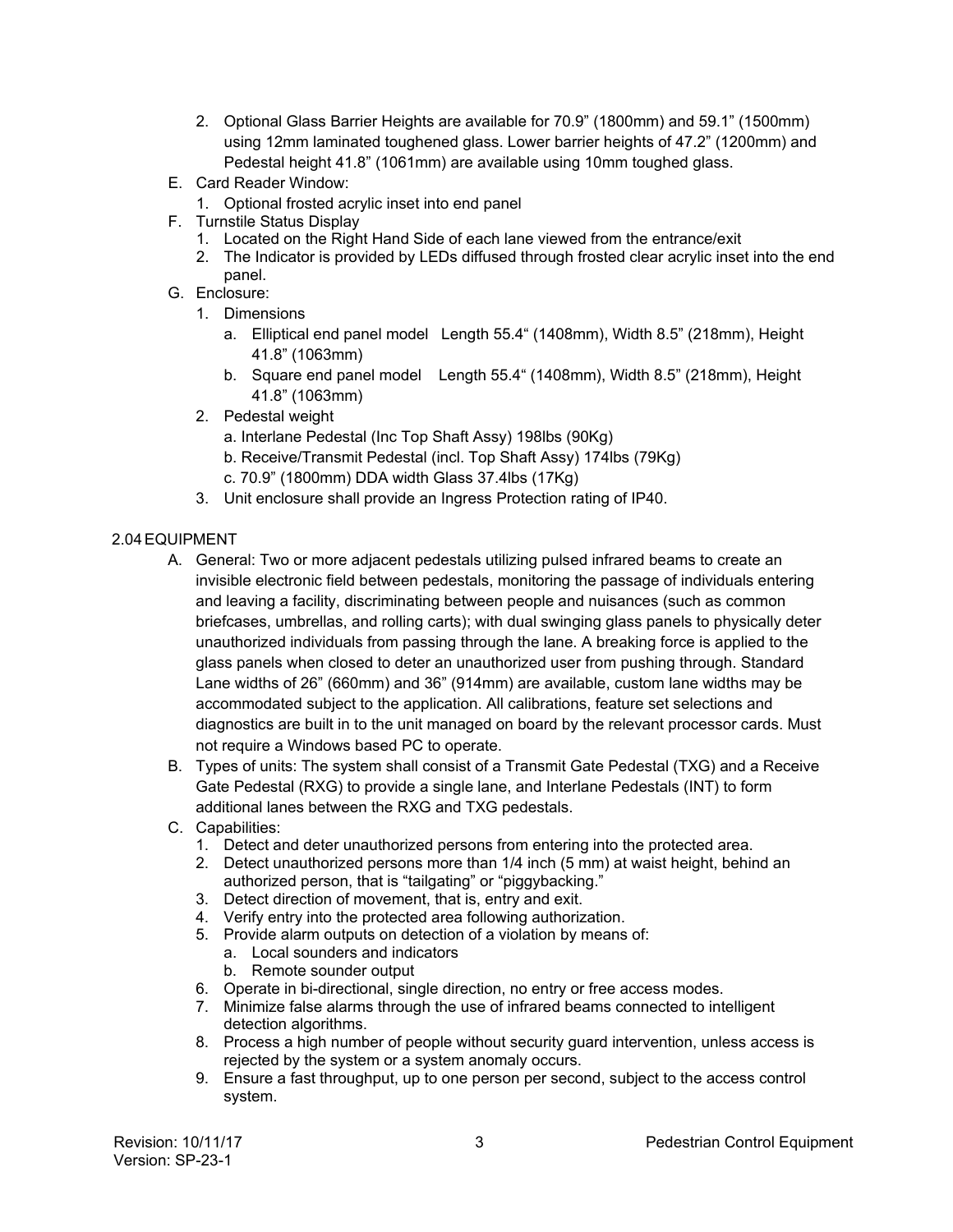2. Optional Glass Barrier Heights are available for 70.9" (1800mm) and 59.1" (1500mm) using 12mm laminated toughened glass. Lower barrier heights of 47.2" (1200mm) and Pedestal height 41.8" (1061mm) are available using 10mm toughed glass.

E. Card Reader Window:
   1. Optional frosted acrylic inset into end panel

F. Turnstile Status Display
   1. Located on the Right Hand Side of each lane viewed from the entrance/exit
   2. The Indicator is provided by LEDs diffused through frosted clear acrylic inset into the end panel.

G. Enclosure:
   1. Dimensions
      a. Elliptical end panel model   Length 55.4" (1408mm), Width 8.5" (218mm), Height 41.8" (1063mm)
      b. Square end panel model    Length 55.4" (1408mm), Width 8.5" (218mm), Height 41.8" (1063mm)
   2. Pedestal weight
      a. Interlane Pedestal (Inc Top Shaft Assy) 198lbs (90Kg)
      b. Receive/Transmit Pedestal (incl. Top Shaft Assy) 174lbs (79Kg)
      c. 70.9" (1800mm) DDA width Glass 37.4lbs (17Kg)
   3. Unit enclosure shall provide an Ingress Protection rating of IP40.

## 2.04 EQUIPMENT

A. General: Two or more adjacent pedestals utilizing pulsed infrared beams to create an invisible electronic field between pedestals, monitoring the passage of individuals entering and leaving a facility, discriminating between people and nuisances (such as common briefcases, umbrellas, and rolling carts); with dual swinging glass panels to physically deter unauthorized individuals from passing through the lane. A breaking force is applied to the glass panels when closed to deter an unauthorized user from pushing through. Standard Lane widths of 26" (660mm) and 36" (914mm) are available, custom lane widths may be accommodated subject to the application. All calibrations, feature set selections and diagnostics are built in to the unit managed on board by the relevant processor cards. Must not require a Windows based PC to operate.

B. Types of units: The system shall consist of a Transmit Gate Pedestal (TXG) and a Receive Gate Pedestal (RXG) to provide a single lane, and Interlane Pedestals (INT) to form additional lanes between the RXG and TXG pedestals.

C. Capabilities:
   1. Detect and deter unauthorized persons from entering into the protected area.
   2. Detect unauthorized persons more than 1/4 inch (5 mm) at waist height, behind an authorized person, that is "tailgating" or "piggybacking."
   3. Detect direction of movement, that is, entry and exit.
   4. Verify entry into the protected area following authorization.
   5. Provide alarm outputs on detection of a violation by means of:
      a. Local sounders and indicators
      b. Remote sounder output
   6. Operate in bi-directional, single direction, no entry or free access modes.
   7. Minimize false alarms through the use of infrared beams connected to intelligent detection algorithms.
   8. Process a high number of people without security guard intervention, unless access is rejected by the system or a system anomaly occurs.
   9. Ensure a fast throughput, up to one person per second, subject to the access control system.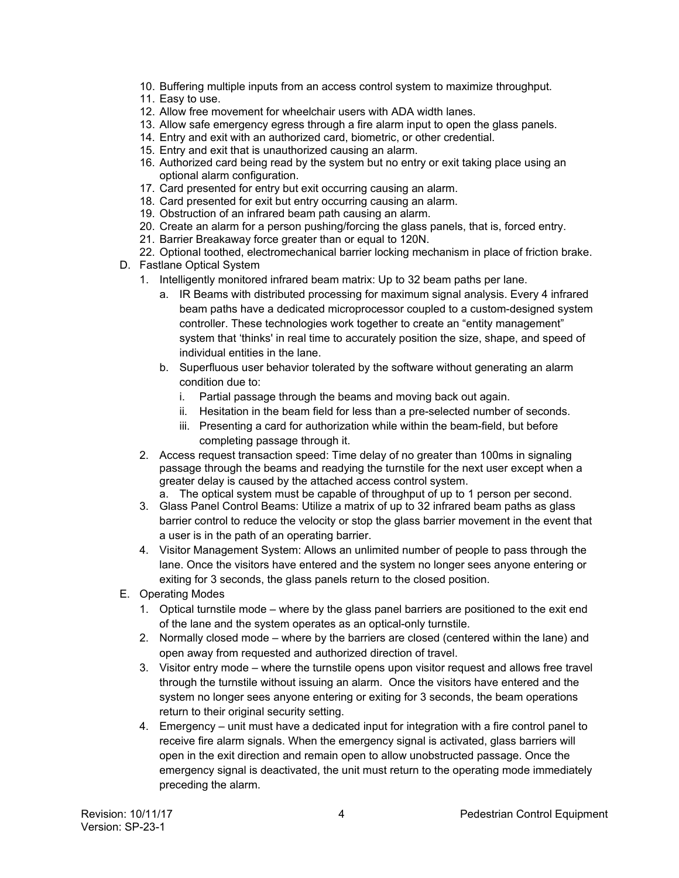10. Buffering multiple inputs from an access control system to maximize throughput.
11. Easy to use.
12. Allow free movement for wheelchair users with ADA width lanes.
13. Allow safe emergency egress through a fire alarm input to open the glass panels.
14. Entry and exit with an authorized card, biometric, or other credential.
15. Entry and exit that is unauthorized causing an alarm.
16. Authorized card being read by the system but no entry or exit taking place using an optional alarm configuration.
17. Card presented for entry but exit occurring causing an alarm.
18. Card presented for exit but entry occurring causing an alarm.
19. Obstruction of an infrared beam path causing an alarm.
20. Create an alarm for a person pushing/forcing the glass panels, that is, forced entry.
21. Barrier Breakaway force greater than or equal to 120N.
22. Optional toothed, electromechanical barrier locking mechanism in place of friction brake.

D. Fastlane Optical System
   1. Intelligently monitored infrared beam matrix: Up to 32 beam paths per lane.
      a. IR Beams with distributed processing for maximum signal analysis. Every 4 infrared beam paths have a dedicated microprocessor coupled to a custom-designed system controller. These technologies work together to create an “entity management” system that ‘thinks' in real time to accurately position the size, shape, and speed of individual entities in the lane.
      b. Superfluous user behavior tolerated by the software without generating an alarm condition due to:
         i. Partial passage through the beams and moving back out again.
         ii. Hesitation in the beam field for less than a pre-selected number of seconds.
         iii. Presenting a card for authorization while within the beam-field, but before completing passage through it.
   2. Access request transaction speed: Time delay of no greater than 100ms in signaling passage through the beams and readying the turnstile for the next user except when a greater delay is caused by the attached access control system.
      a. The optical system must be capable of throughput of up to 1 person per second.
   3. Glass Panel Control Beams: Utilize a matrix of up to 32 infrared beam paths as glass barrier control to reduce the velocity or stop the glass barrier movement in the event that a user is in the path of an operating barrier.
   4. Visitor Management System: Allows an unlimited number of people to pass through the lane. Once the visitors have entered and the system no longer sees anyone entering or exiting for 3 seconds, the glass panels return to the closed position.

E. Operating Modes
   1. Optical turnstile mode – where by the glass panel barriers are positioned to the exit end of the lane and the system operates as an optical-only turnstile.
   2. Normally closed mode – where by the barriers are closed (centered within the lane) and open away from requested and authorized direction of travel.
   3. Visitor entry mode – where the turnstile opens upon visitor request and allows free travel through the turnstile without issuing an alarm. Once the visitors have entered and the system no longer sees anyone entering or exiting for 3 seconds, the beam operations return to their original security setting.
   4. Emergency – unit must have a dedicated input for integration with a fire control panel to receive fire alarm signals. When the emergency signal is activated, glass barriers will open in the exit direction and remain open to allow unobstructed passage. Once the emergency signal is deactivated, the unit must return to the operating mode immediately preceding the alarm.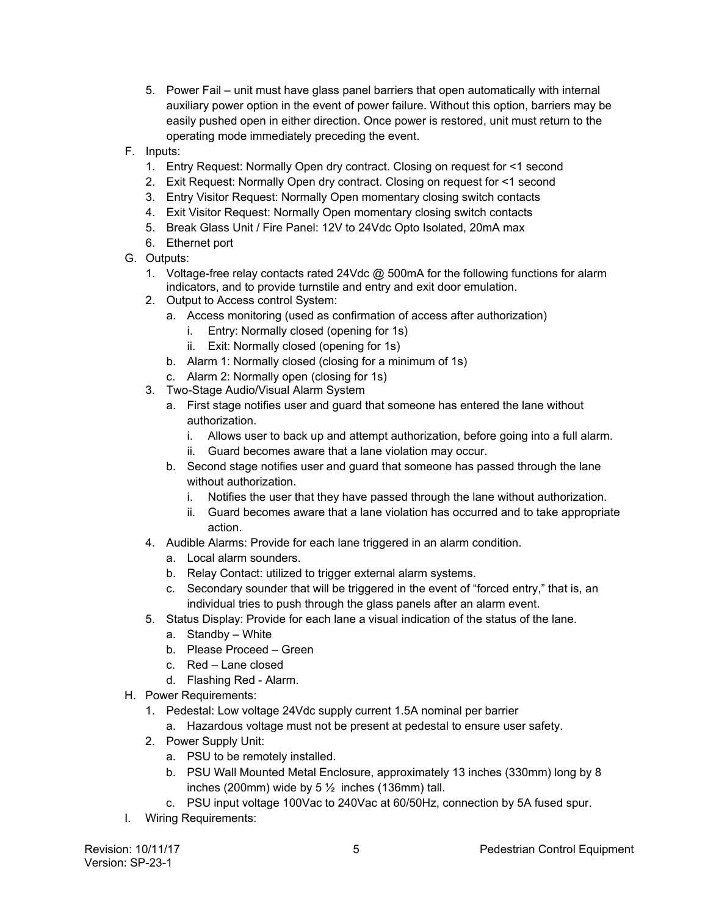5. Power Fail – unit must have glass panel barriers that open automatically with internal auxiliary power option in the event of power failure. Without this option, barriers may be easily pushed open in either direction. Once power is restored, unit must return to the operating mode immediately preceding the event.

F. Inputs:
   1. Entry Request: Normally Open dry contract. Closing on request for <1 second
   2. Exit Request: Normally Open dry contract. Closing on request for <1 second
   3. Entry Visitor Request: Normally Open momentary closing switch contacts
   4. Exit Visitor Request: Normally Open momentary closing switch contacts
   5. Break Glass Unit / Fire Panel: 12V to 24Vdc Opto Isolated, 20mA max
   6. Ethernet port

G. Outputs:
   1. Voltage-free relay contacts rated 24Vdc @ 500mA for the following functions for alarm indicators, and to provide turnstile and entry and exit door emulation.
   2. Output to Access control System:
      a. Access monitoring (used as confirmation of access after authorization)
         i. Entry: Normally closed (opening for 1s)
         ii. Exit: Normally closed (opening for 1s)
      b. Alarm 1: Normally closed (closing for a minimum of 1s)
      c. Alarm 2: Normally open (closing for 1s)
   3. Two-Stage Audio/Visual Alarm System
      a. First stage notifies user and guard that someone has entered the lane without authorization.
         i. Allows user to back up and attempt authorization, before going into a full alarm.
         ii. Guard becomes aware that a lane violation may occur.
      b. Second stage notifies user and guard that someone has passed through the lane without authorization.
         i. Notifies the user that they have passed through the lane without authorization.
         ii. Guard becomes aware that a lane violation has occurred and to take appropriate action.
   4. Audible Alarms: Provide for each lane triggered in an alarm condition.
      a. Local alarm sounders.
      b. Relay Contact: utilized to trigger external alarm systems.
      c. Secondary sounder that will be triggered in the event of "forced entry," that is, an individual tries to push through the glass panels after an alarm event.
   5. Status Display: Provide for each lane a visual indication of the status of the lane.
      a. Standby – White
      b. Please Proceed – Green
      c. Red – Lane closed
      d. Flashing Red - Alarm.

H. Power Requirements:
   1. Pedestal: Low voltage 24Vdc supply current 1.5A nominal per barrier
      a. Hazardous voltage must not be present at pedestal to ensure user safety.
   2. Power Supply Unit:
      a. PSU to be remotely installed.
      b. PSU Wall Mounted Metal Enclosure, approximately 13 inches (330mm) long by 8 inches (200mm) wide by 5 ½ inches (136mm) tall.
      c. PSU input voltage 100Vac to 240Vac at 60/50Hz, connection by 5A fused spur.

I. Wiring Requirements: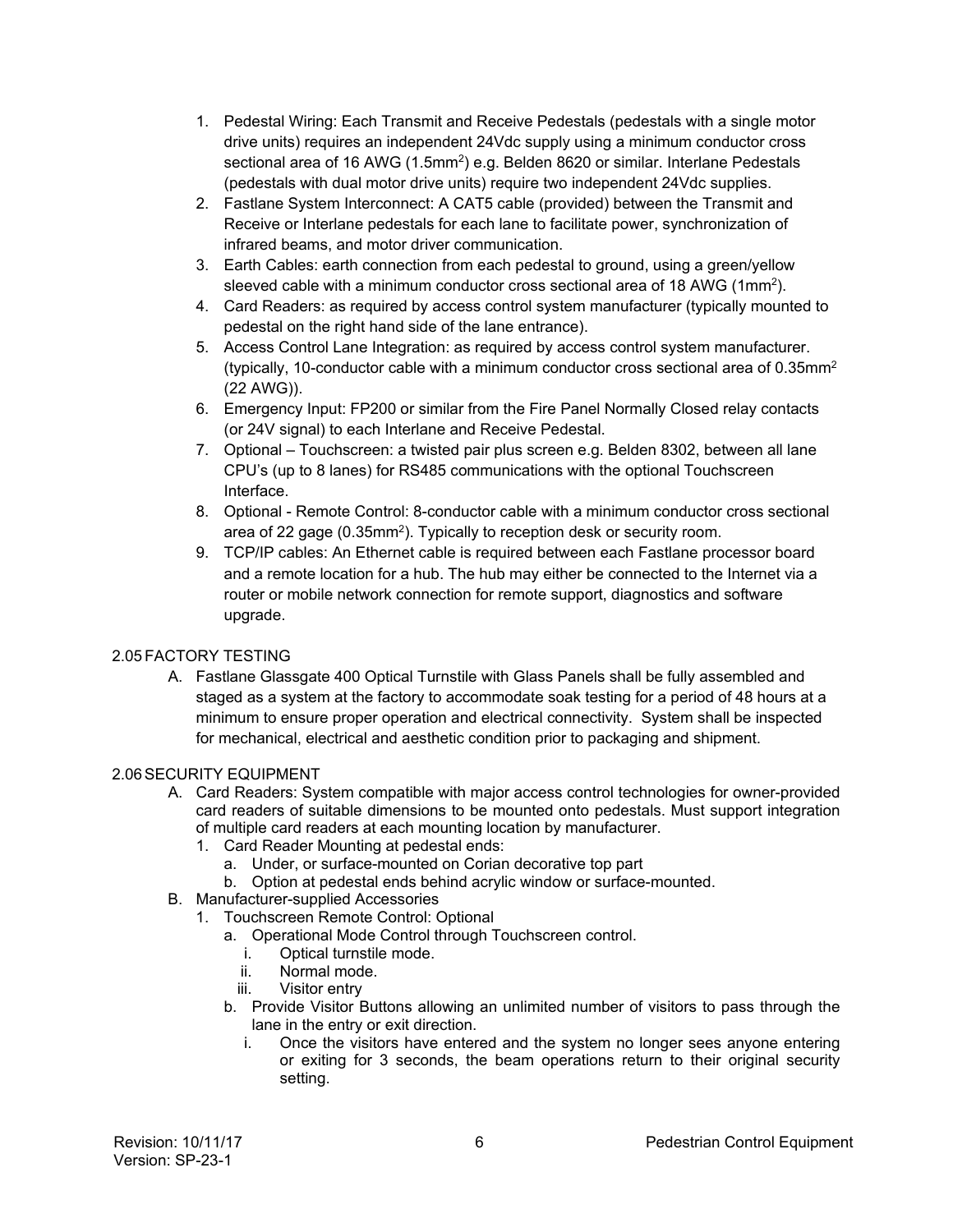1. Pedestal Wiring: Each Transmit and Receive Pedestals (pedestals with a single motor drive units) requires an independent 24Vdc supply using a minimum conductor cross sectional area of 16 AWG (1.5mm$^2$) e.g. Belden 8620 or similar. Interlane Pedestals (pedestals with dual motor drive units) require two independent 24Vdc supplies.
2. Fastlane System Interconnect: A CAT5 cable (provided) between the Transmit and Receive or Interlane pedestals for each lane to facilitate power, synchronization of infrared beams, and motor driver communication.
3. Earth Cables: earth connection from each pedestal to ground, using a green/yellow sleeved cable with a minimum conductor cross sectional area of 18 AWG (1mm$^2$).
4. Card Readers: as required by access control system manufacturer (typically mounted to pedestal on the right hand side of the lane entrance).
5. Access Control Lane Integration: as required by access control system manufacturer. (typically, 10-conductor cable with a minimum conductor cross sectional area of 0.35mm$^2$ (22 AWG)).
6. Emergency Input: FP200 or similar from the Fire Panel Normally Closed relay contacts (or 24V signal) to each Interlane and Receive Pedestal.
7. Optional – Touchscreen: a twisted pair plus screen e.g. Belden 8302, between all lane CPU's (up to 8 lanes) for RS485 communications with the optional Touchscreen Interface.
8. Optional - Remote Control: 8-conductor cable with a minimum conductor cross sectional area of 22 gage (0.35mm$^2$). Typically to reception desk or security room.
9. TCP/IP cables: An Ethernet cable is required between each Fastlane processor board and a remote location for a hub. The hub may either be connected to the Internet via a router or mobile network connection for remote support, diagnostics and software upgrade.

## 2.05 FACTORY TESTING

A. Fastlane Glassgate 400 Optical Turnstile with Glass Panels shall be fully assembled and staged as a system at the factory to accommodate soak testing for a period of 48 hours at a minimum to ensure proper operation and electrical connectivity. System shall be inspected for mechanical, electrical and aesthetic condition prior to packaging and shipment.

## 2.06 SECURITY EQUIPMENT

A. Card Readers: System compatible with major access control technologies for owner-provided card readers of suitable dimensions to be mounted onto pedestals. Must support integration of multiple card readers at each mounting location by manufacturer.
   1. Card Reader Mounting at pedestal ends:
      a. Under, or surface-mounted on Corian decorative top part
      b. Option at pedestal ends behind acrylic window or surface-mounted.

B. Manufacturer-supplied Accessories
   1. Touchscreen Remote Control: Optional
      a. Operational Mode Control through Touchscreen control.
         i. Optical turnstile mode.
         ii. Normal mode.
         iii. Visitor entry
      b. Provide Visitor Buttons allowing an unlimited number of visitors to pass through the lane in the entry or exit direction.
         i. Once the visitors have entered and the system no longer sees anyone entering or exiting for 3 seconds, the beam operations return to their original security setting.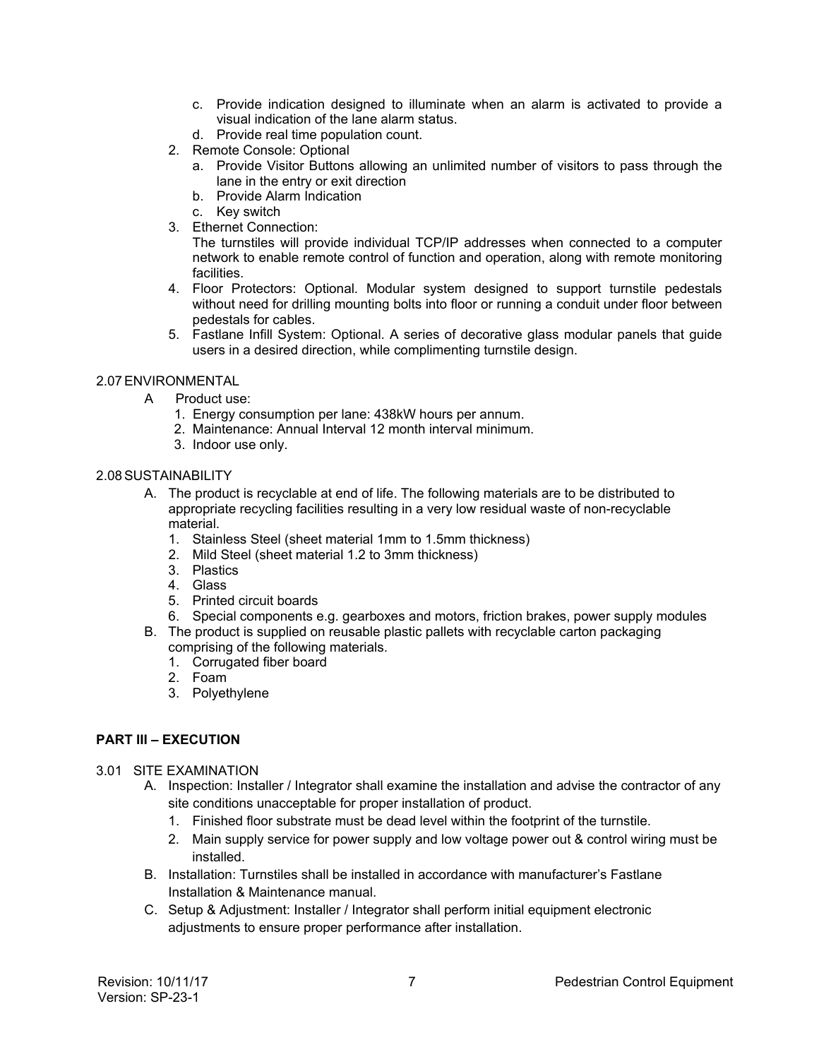c. Provide indication designed to illuminate when an alarm is activated to provide a visual indication of the lane alarm status.
d. Provide real time population count.

2. Remote Console: Optional
   a. Provide Visitor Buttons allowing an unlimited number of visitors to pass through the lane in the entry or exit direction
   b. Provide Alarm Indication
   c. Key switch
3. Ethernet Connection:
   The turnstiles will provide individual TCP/IP addresses when connected to a computer network to enable remote control of function and operation, along with remote monitoring facilities.
4. Floor Protectors: Optional. Modular system designed to support turnstile pedestals without need for drilling mounting bolts into floor or running a conduit under floor between pedestals for cables.
5. Fastlane Infill System: Optional. A series of decorative glass modular panels that guide users in a desired direction, while complimenting turnstile design.

2.07 ENVIRONMENTAL

A Product use:
1. Energy consumption per lane: 438kW hours per annum.
2. Maintenance: Annual Interval 12 month interval minimum.
3. Indoor use only.

2.08 SUSTAINABILITY

A. The product is recyclable at end of life. The following materials are to be distributed to appropriate recycling facilities resulting in a very low residual waste of non-recyclable material.
   1. Stainless Steel (sheet material 1mm to 1.5mm thickness)
   2. Mild Steel (sheet material 1.2 to 3mm thickness)
   3. Plastics
   4. Glass
   5. Printed circuit boards
   6. Special components e.g. gearboxes and motors, friction brakes, power supply modules
B. The product is supplied on reusable plastic pallets with recyclable carton packaging comprising of the following materials.
   1. Corrugated fiber board
   2. Foam
   3. Polyethylene

**PART III – EXECUTION**

3.01 SITE EXAMINATION

A. Inspection: Installer / Integrator shall examine the installation and advise the contractor of any site conditions unacceptable for proper installation of product.
   1. Finished floor substrate must be dead level within the footprint of the turnstile.
   2. Main supply service for power supply and low voltage power out & control wiring must be installed.
B. Installation: Turnstiles shall be installed in accordance with manufacturer's Fastlane Installation & Maintenance manual.
C. Setup & Adjustment: Installer / Integrator shall perform initial equipment electronic adjustments to ensure proper performance after installation.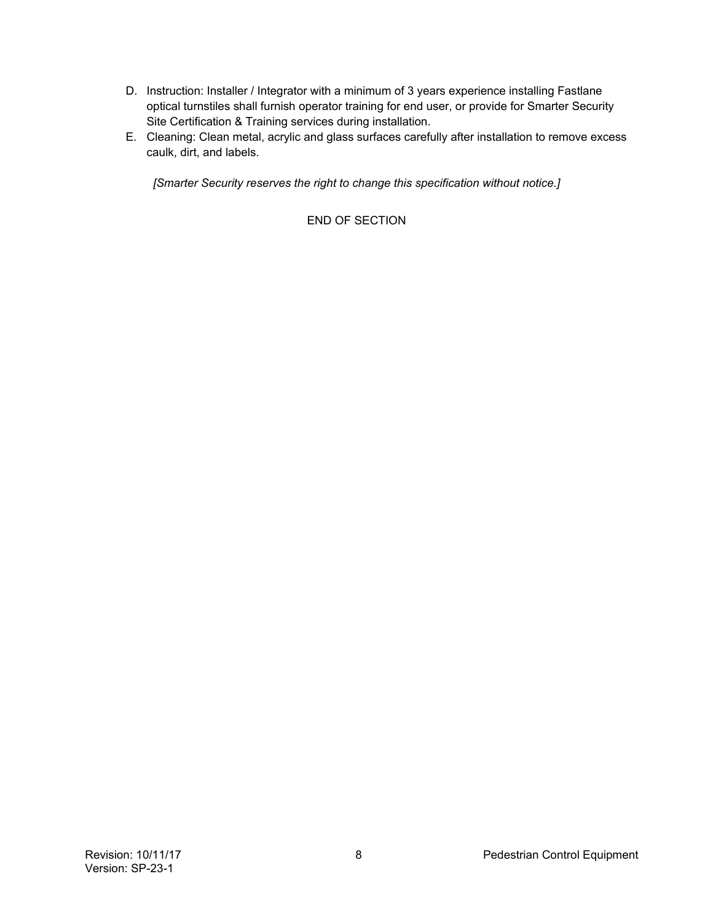D. Instruction: Installer / Integrator with a minimum of 3 years experience installing Fastlane optical turnstiles shall furnish operator training for end user, or provide for Smarter Security Site Certification & Training services during installation.

E. Cleaning: Clean metal, acrylic and glass surfaces carefully after installation to remove excess caulk, dirt, and labels.

*[Smarter Security reserves the right to change this specification without notice.]*

END OF SECTION